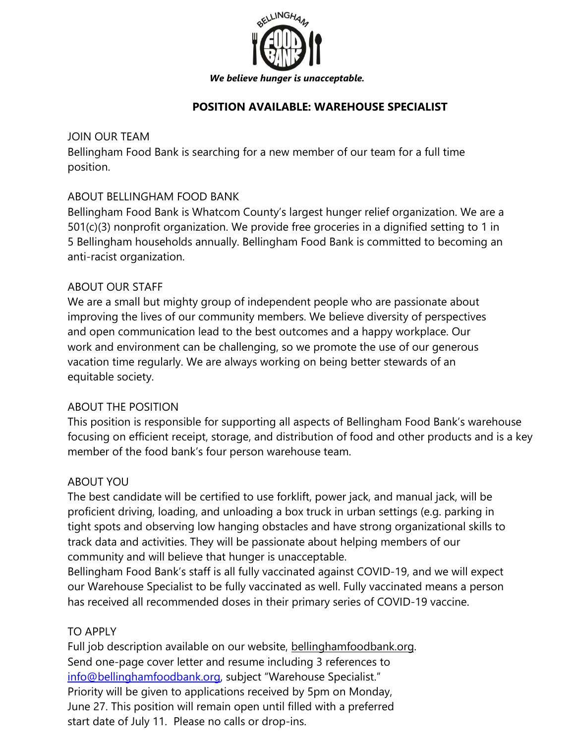*We believe hunger is unacceptable.*

# POSITION AVAILABLE: WAREHOUSE SPECIALIST

JOIN OUR TEAM

Bellingham Food Bank is searching for a new member of our team for a full time position.

ABOUT BELLINGHAM FOOD BANK

Bellingham Food Bank is Whatcom County's largest hunger relief organization. We are a 501(c)(3) nonprofit organization. We provide free groceries in a dignified setting to 1 in 5 Bellingham households annually. Bellingham Food Bank is committed to becoming an anti-racist organization.

ABOUT OUR STAFF

We are a small but mighty group of independent people who are passionate about improving the lives of our community members. We believe diversity of perspectives and open communication lead to the best outcomes and a happy workplace. Our work and environment can be challenging, so we promote the use of our generous vacation time regularly. We are always working on being better stewards of an equitable society.

ABOUT THE POSITION

This position is responsible for supporting all aspects of Bellingham Food Bank's warehouse focusing on efficient receipt, storage, and distribution of food and other products and is a key member of the food bank's four person warehouse team.

ABOUT YOU

The best candidate will be certified to use forklift, power jack, and manual jack, will be proficient driving, loading, and unloading a box truck in urban settings (e.g. parking in tight spots and observing low hanging obstacles and have strong organizational skills to track data and activities. They will be passionate about helping members of our community and will believe that hunger is unacceptable.

Bellingham Food Bank's staff is all fully vaccinated against COVID-19, and we will expect our Warehouse Specialist to be fully vaccinated as well. Fully vaccinated means a person has received all recommended doses in their primary series of COVID-19 vaccine.

TO APPLY

Full job description available on our website, bellinghamfoodbank.org.

Send one-page cover letter and resume including 3 references to info@bellinghamfoodbank.org, subject "Warehouse Specialist."

Priority will be given to applications received by 5pm on Monday, June 27. This position will remain open until filled with a preferred start date of July 11. Please no calls or drop-ins.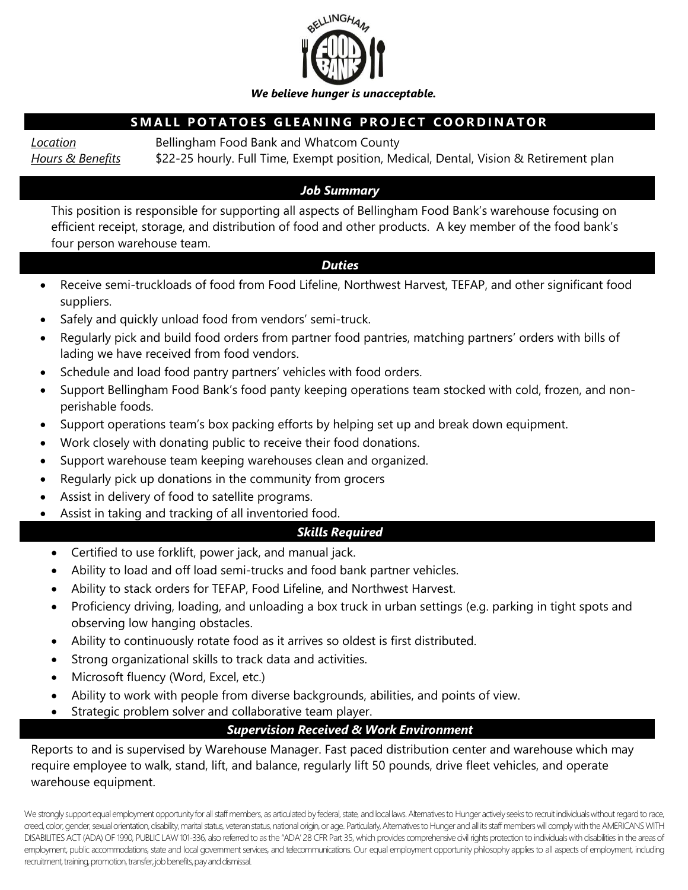**BELLINGHAM FOOD BANK**

***We believe hunger is unacceptable.***

# SMALL POTATOES GLEANING PROJECT COORDINATOR

*Location* Bellingham Food Bank and Whatcom County

*Hours & Benefits* $22-25 hourly. Full Time, Exempt position, Medical, Dental, Vision & Retirement plan

## *Job Summary*

This position is responsible for supporting all aspects of Bellingham Food Bank's warehouse focusing on efficient receipt, storage, and distribution of food and other products. A key member of the food bank's four person warehouse team.

## *Duties*

- Receive semi-truckloads of food from Food Lifeline, Northwest Harvest, TEFAP, and other significant food suppliers.
- Safely and quickly unload food from vendors' semi-truck.
- Regularly pick and build food orders from partner food pantries, matching partners' orders with bills of lading we have received from food vendors.
- Schedule and load food pantry partners' vehicles with food orders.
- Support Bellingham Food Bank's food panty keeping operations team stocked with cold, frozen, and non-perishable foods.
- Support operations team's box packing efforts by helping set up and break down equipment.
- Work closely with donating public to receive their food donations.
- Support warehouse team keeping warehouses clean and organized.
- Regularly pick up donations in the community from grocers
- Assist in delivery of food to satellite programs.
- Assist in taking and tracking of all inventoried food.

## *Skills Required*

- Certified to use forklift, power jack, and manual jack.
- Ability to load and off load semi-trucks and food bank partner vehicles.
- Ability to stack orders for TEFAP, Food Lifeline, and Northwest Harvest.
- Proficiency driving, loading, and unloading a box truck in urban settings (e.g. parking in tight spots and observing low hanging obstacles.
- Ability to continuously rotate food as it arrives so oldest is first distributed.
- Strong organizational skills to track data and activities.
- Microsoft fluency (Word, Excel, etc.)
- Ability to work with people from diverse backgrounds, abilities, and points of view.
- Strategic problem solver and collaborative team player.

## *Supervision Received & Work Environment*

Reports to and is supervised by Warehouse Manager. Fast paced distribution center and warehouse which may require employee to walk, stand, lift, and balance, regularly lift 50 pounds, drive fleet vehicles, and operate warehouse equipment.

We strongly support equal employment opportunity for all staff members, as articulated by federal, state, and local laws. Alternatives to Hunger actively seeks to recruit individuals without regard to race, creed, color, gender, sexual orientation, disability, marital status, veteran status, national origin, or age. Particularly, Alternatives to Hunger and all its staff members will comply with the AMERICANS WITH DISABILITIES ACT (ADA) OF 1990, PUBLIC LAW 101-336, also referred to as the "ADA" 28 CFR Part 35, which provides comprehensive civil rights protection to individuals with disabilities in the areas of employment, public accommodations, state and local government services, and telecommunications. Our equal employment opportunity philosophy applies to all aspects of employment, including recruitment, training, promotion, transfer, job benefits, pay and dismissal.